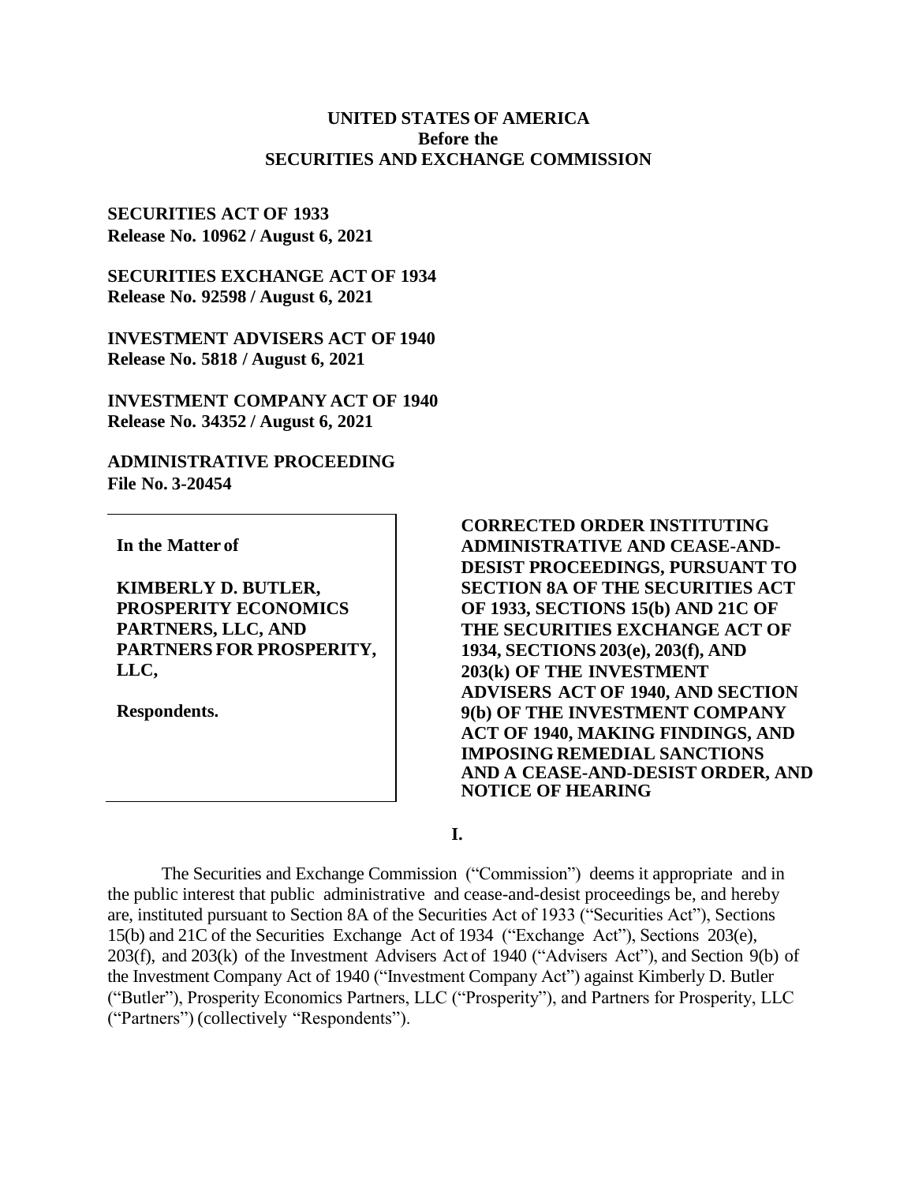**UNITED STATES OF AMERICA**
**Before the**
**SECURITIES AND EXCHANGE COMMISSION**

**SECURITIES ACT OF 1933**
**Release No. 10962 / August 6, 2021**

**SECURITIES EXCHANGE ACT OF 1934**
**Release No. 92598 / August 6, 2021**

**INVESTMENT ADVISERS ACT OF 1940**
**Release No. 5818 / August 6, 2021**

**INVESTMENT COMPANY ACT OF 1940**
**Release No. 34352 / August 6, 2021**

**ADMINISTRATIVE PROCEEDING**
**File No. 3-20454**

**In the Matter of**

**KIMBERLY D. BUTLER, PROSPERITY ECONOMICS PARTNERS, LLC, AND PARTNERS FOR PROSPERITY, LLC,**

**Respondents.**

**CORRECTED ORDER INSTITUTING ADMINISTRATIVE AND CEASE-AND-DESIST PROCEEDINGS, PURSUANT TO SECTION 8A OF THE SECURITIES ACT OF 1933, SECTIONS 15(b) AND 21C OF THE SECURITIES EXCHANGE ACT OF 1934, SECTIONS 203(e), 203(f), AND 203(k) OF THE INVESTMENT ADVISERS ACT OF 1940, AND SECTION 9(b) OF THE INVESTMENT COMPANY ACT OF 1940, MAKING FINDINGS, AND IMPOSING REMEDIAL SANCTIONS AND A CEASE-AND-DESIST ORDER, AND NOTICE OF HEARING**

## I.

The Securities and Exchange Commission ("Commission") deems it appropriate and in the public interest that public administrative and cease-and-desist proceedings be, and hereby are, instituted pursuant to Section 8A of the Securities Act of 1933 ("Securities Act"), Sections 15(b) and 21C of the Securities Exchange Act of 1934 ("Exchange Act"), Sections 203(e), 203(f), and 203(k) of the Investment Advisers Act of 1940 ("Advisers Act"), and Section 9(b) of the Investment Company Act of 1940 ("Investment Company Act") against Kimberly D. Butler ("Butler"), Prosperity Economics Partners, LLC ("Prosperity"), and Partners for Prosperity, LLC ("Partners") (collectively "Respondents").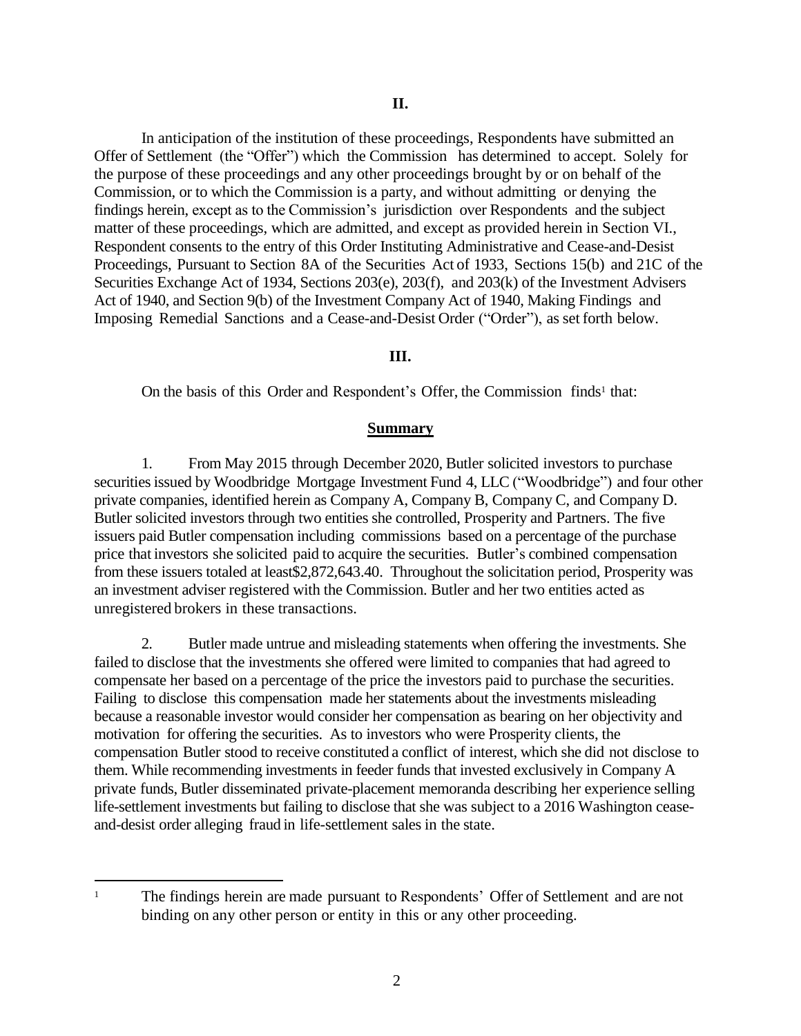## II.

In anticipation of the institution of these proceedings, Respondents have submitted an Offer of Settlement (the "Offer") which the Commission has determined to accept. Solely for the purpose of these proceedings and any other proceedings brought by or on behalf of the Commission, or to which the Commission is a party, and without admitting or denying the findings herein, except as to the Commission's jurisdiction over Respondents and the subject matter of these proceedings, which are admitted, and except as provided herein in Section VI., Respondent consents to the entry of this Order Instituting Administrative and Cease-and-Desist Proceedings, Pursuant to Section 8A of the Securities Act of 1933, Sections 15(b) and 21C of the Securities Exchange Act of 1934, Sections 203(e), 203(f), and 203(k) of the Investment Advisers Act of 1940, and Section 9(b) of the Investment Company Act of 1940, Making Findings and Imposing Remedial Sanctions and a Cease-and-Desist Order ("Order"), as set forth below.

## III.

On the basis of this Order and Respondent's Offer, the Commission finds[1] that:

### Summary

1. From May 2015 through December 2020, Butler solicited investors to purchase securities issued by Woodbridge Mortgage Investment Fund 4, LLC ("Woodbridge") and four other private companies, identified herein as Company A, Company B, Company C, and Company D. Butler solicited investors through two entities she controlled, Prosperity and Partners. The five issuers paid Butler compensation including commissions based on a percentage of the purchase price that investors she solicited paid to acquire the securities. Butler's combined compensation from these issuers totaled at least$2,872,643.40. Throughout the solicitation period, Prosperity was an investment adviser registered with the Commission. Butler and her two entities acted as unregistered brokers in these transactions.

2. Butler made untrue and misleading statements when offering the investments. She failed to disclose that the investments she offered were limited to companies that had agreed to compensate her based on a percentage of the price the investors paid to purchase the securities. Failing to disclose this compensation made her statements about the investments misleading because a reasonable investor would consider her compensation as bearing on her objectivity and motivation for offering the securities. As to investors who were Prosperity clients, the compensation Butler stood to receive constituted a conflict of interest, which she did not disclose to them. While recommending investments in feeder funds that invested exclusively in Company A private funds, Butler disseminated private-placement memoranda describing her experience selling life-settlement investments but failing to disclose that she was subject to a 2016 Washington cease-and-desist order alleging fraud in life-settlement sales in the state.

[1] The findings herein are made pursuant to Respondents' Offer of Settlement and are not binding on any other person or entity in this or any other proceeding.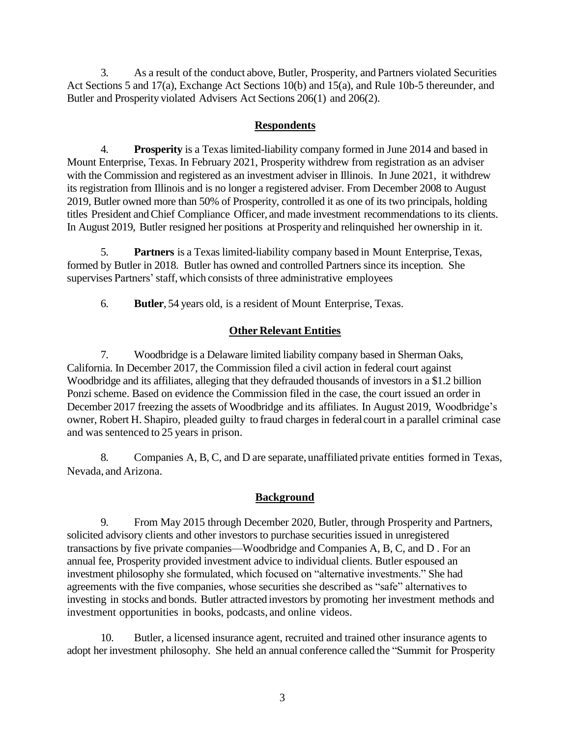3. As a result of the conduct above, Butler, Prosperity, and Partners violated Securities Act Sections 5 and 17(a), Exchange Act Sections 10(b) and 15(a), and Rule 10b-5 thereunder, and Butler and Prosperity violated Advisers Act Sections 206(1) and 206(2).

## Respondents

4. **Prosperity** is a Texas limited-liability company formed in June 2014 and based in Mount Enterprise, Texas. In February 2021, Prosperity withdrew from registration as an adviser with the Commission and registered as an investment adviser in Illinois. In June 2021, it withdrew its registration from Illinois and is no longer a registered adviser. From December 2008 to August 2019, Butler owned more than 50% of Prosperity, controlled it as one of its two principals, holding titles President and Chief Compliance Officer, and made investment recommendations to its clients. In August 2019, Butler resigned her positions at Prosperity and relinquished her ownership in it.

5. **Partners** is a Texas limited-liability company based in Mount Enterprise, Texas, formed by Butler in 2018. Butler has owned and controlled Partners since its inception. She supervises Partners' staff, which consists of three administrative employees

6. **Butler**, 54 years old, is a resident of Mount Enterprise, Texas.

## Other Relevant Entities

7. Woodbridge is a Delaware limited liability company based in Sherman Oaks, California. In December 2017, the Commission filed a civil action in federal court against Woodbridge and its affiliates, alleging that they defrauded thousands of investors in a $1.2 billion Ponzi scheme. Based on evidence the Commission filed in the case, the court issued an order in December 2017 freezing the assets of Woodbridge and its affiliates. In August 2019, Woodbridge's owner, Robert H. Shapiro, pleaded guilty to fraud charges in federal court in a parallel criminal case and was sentenced to 25 years in prison.

8. Companies A, B, C, and D are separate, unaffiliated private entities formed in Texas, Nevada, and Arizona.

## Background

9. From May 2015 through December 2020, Butler, through Prosperity and Partners, solicited advisory clients and other investors to purchase securities issued in unregistered transactions by five private companies—Woodbridge and Companies A, B, C, and D . For an annual fee, Prosperity provided investment advice to individual clients. Butler espoused an investment philosophy she formulated, which focused on "alternative investments." She had agreements with the five companies, whose securities she described as "safe" alternatives to investing in stocks and bonds. Butler attracted investors by promoting her investment methods and investment opportunities in books, podcasts, and online videos.

10. Butler, a licensed insurance agent, recruited and trained other insurance agents to adopt her investment philosophy. She held an annual conference called the "Summit for Prosperity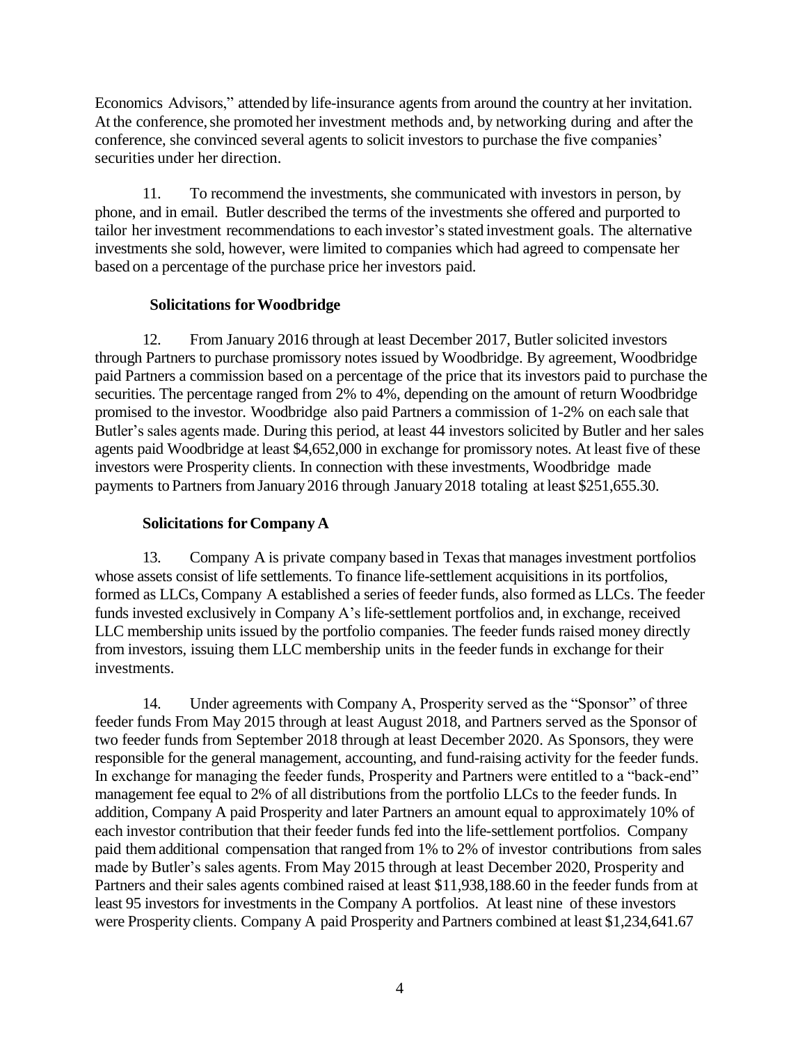Economics Advisors," attended by life-insurance agents from around the country at her invitation. At the conference, she promoted her investment methods and, by networking during and after the conference, she convinced several agents to solicit investors to purchase the five companies' securities under her direction.

11. To recommend the investments, she communicated with investors in person, by phone, and in email. Butler described the terms of the investments she offered and purported to tailor her investment recommendations to each investor's stated investment goals. The alternative investments she sold, however, were limited to companies which had agreed to compensate her based on a percentage of the purchase price her investors paid.

**Solicitations for Woodbridge**

12. From January 2016 through at least December 2017, Butler solicited investors through Partners to purchase promissory notes issued by Woodbridge. By agreement, Woodbridge paid Partners a commission based on a percentage of the price that its investors paid to purchase the securities. The percentage ranged from 2% to 4%, depending on the amount of return Woodbridge promised to the investor. Woodbridge also paid Partners a commission of 1-2% on each sale that Butler's sales agents made. During this period, at least 44 investors solicited by Butler and her sales agents paid Woodbridge at least $4,652,000 in exchange for promissory notes. At least five of these investors were Prosperity clients. In connection with these investments, Woodbridge made payments to Partners from January 2016 through January 2018 totaling at least $251,655.30.

**Solicitations for Company A**

13. Company A is private company based in Texas that manages investment portfolios whose assets consist of life settlements. To finance life-settlement acquisitions in its portfolios, formed as LLCs, Company A established a series of feeder funds, also formed as LLCs. The feeder funds invested exclusively in Company A's life-settlement portfolios and, in exchange, received LLC membership units issued by the portfolio companies. The feeder funds raised money directly from investors, issuing them LLC membership units in the feeder funds in exchange for their investments.

14. Under agreements with Company A, Prosperity served as the "Sponsor" of three feeder funds From May 2015 through at least August 2018, and Partners served as the Sponsor of two feeder funds from September 2018 through at least December 2020. As Sponsors, they were responsible for the general management, accounting, and fund-raising activity for the feeder funds. In exchange for managing the feeder funds, Prosperity and Partners were entitled to a "back-end" management fee equal to 2% of all distributions from the portfolio LLCs to the feeder funds. In addition, Company A paid Prosperity and later Partners an amount equal to approximately 10% of each investor contribution that their feeder funds fed into the life-settlement portfolios. Company paid them additional compensation that ranged from 1% to 2% of investor contributions from sales made by Butler's sales agents. From May 2015 through at least December 2020, Prosperity and Partners and their sales agents combined raised at least $11,938,188.60 in the feeder funds from at least 95 investors for investments in the Company A portfolios. At least nine of these investors were Prosperity clients. Company A paid Prosperity and Partners combined at least $1,234,641.67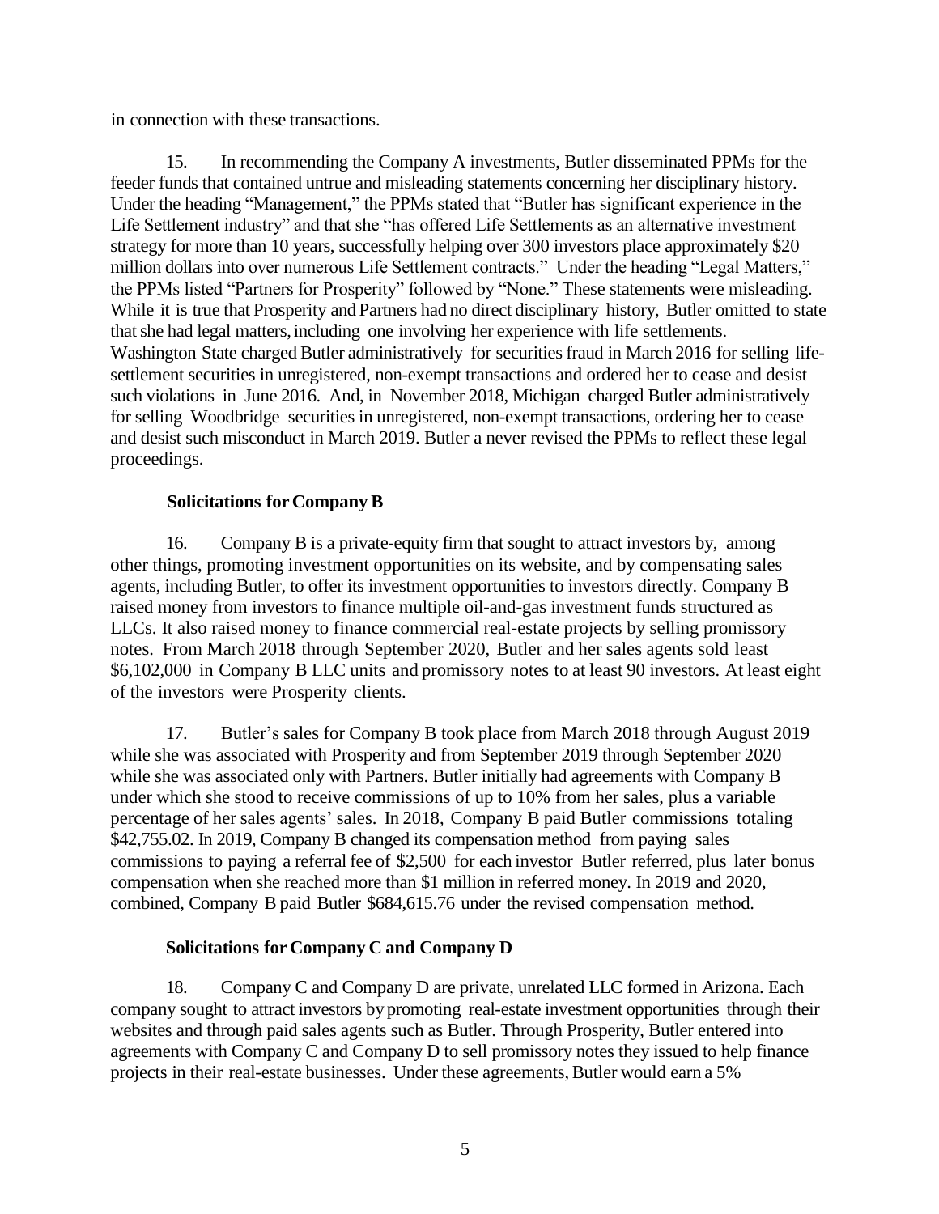in connection with these transactions.

15. In recommending the Company A investments, Butler disseminated PPMs for the feeder funds that contained untrue and misleading statements concerning her disciplinary history. Under the heading "Management," the PPMs stated that "Butler has significant experience in the Life Settlement industry" and that she "has offered Life Settlements as an alternative investment strategy for more than 10 years, successfully helping over 300 investors place approximately $20 million dollars into over numerous Life Settlement contracts." Under the heading "Legal Matters," the PPMs listed "Partners for Prosperity" followed by "None." These statements were misleading. While it is true that Prosperity and Partners had no direct disciplinary history, Butler omitted to state that she had legal matters, including one involving her experience with life settlements. Washington State charged Butler administratively for securities fraud in March 2016 for selling life-settlement securities in unregistered, non-exempt transactions and ordered her to cease and desist such violations in June 2016. And, in November 2018, Michigan charged Butler administratively for selling Woodbridge securities in unregistered, non-exempt transactions, ordering her to cease and desist such misconduct in March 2019. Butler a never revised the PPMs to reflect these legal proceedings.

**Solicitations for Company B**

16. Company B is a private-equity firm that sought to attract investors by, among other things, promoting investment opportunities on its website, and by compensating sales agents, including Butler, to offer its investment opportunities to investors directly. Company B raised money from investors to finance multiple oil-and-gas investment funds structured as LLCs. It also raised money to finance commercial real-estate projects by selling promissory notes. From March 2018 through September 2020, Butler and her sales agents sold least $6,102,000 in Company B LLC units and promissory notes to at least 90 investors. At least eight of the investors were Prosperity clients.

17. Butler's sales for Company B took place from March 2018 through August 2019 while she was associated with Prosperity and from September 2019 through September 2020 while she was associated only with Partners. Butler initially had agreements with Company B under which she stood to receive commissions of up to 10% from her sales, plus a variable percentage of her sales agents' sales. In 2018, Company B paid Butler commissions totaling $42,755.02. In 2019, Company B changed its compensation method from paying sales commissions to paying a referral fee of $2,500 for each investor Butler referred, plus later bonus compensation when she reached more than $1 million in referred money. In 2019 and 2020, combined, Company B paid Butler $684,615.76 under the revised compensation method.

**Solicitations for Company C and Company D**

18. Company C and Company D are private, unrelated LLC formed in Arizona. Each company sought to attract investors by promoting real-estate investment opportunities through their websites and through paid sales agents such as Butler. Through Prosperity, Butler entered into agreements with Company C and Company D to sell promissory notes they issued to help finance projects in their real-estate businesses. Under these agreements, Butler would earn a 5%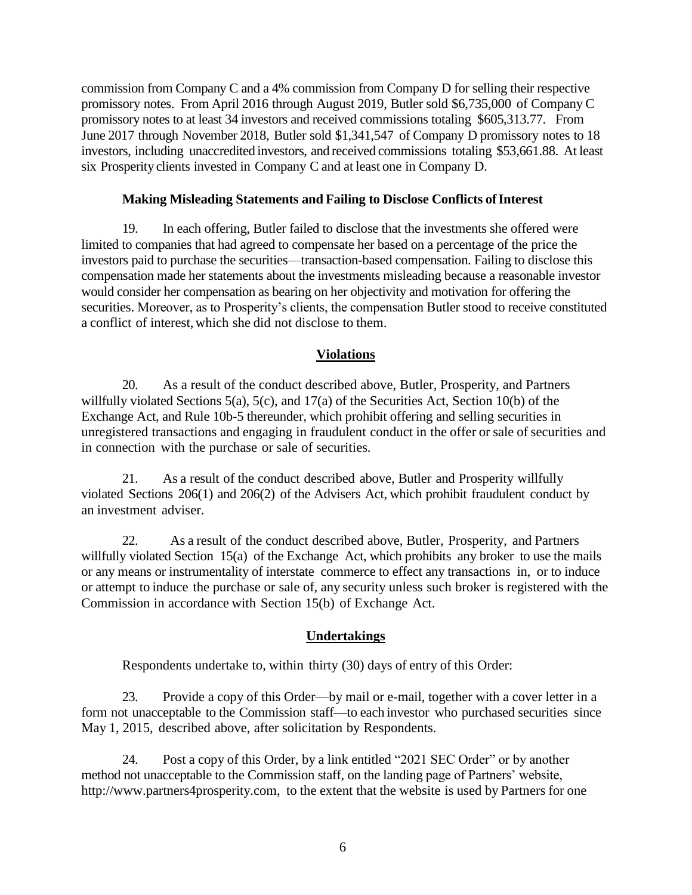commission from Company C and a 4% commission from Company D for selling their respective promissory notes. From April 2016 through August 2019, Butler sold $6,735,000 of Company C promissory notes to at least 34 investors and received commissions totaling $605,313.77. From June 2017 through November 2018, Butler sold $1,341,547 of Company D promissory notes to 18 investors, including unaccredited investors, and received commissions totaling $53,661.88. At least six Prosperity clients invested in Company C and at least one in Company D.

**Making Misleading Statements and Failing to Disclose Conflicts of Interest**

19. In each offering, Butler failed to disclose that the investments she offered were limited to companies that had agreed to compensate her based on a percentage of the price the investors paid to purchase the securities—transaction-based compensation. Failing to disclose this compensation made her statements about the investments misleading because a reasonable investor would consider her compensation as bearing on her objectivity and motivation for offering the securities. Moreover, as to Prosperity's clients, the compensation Butler stood to receive constituted a conflict of interest, which she did not disclose to them.

## Violations

20. As a result of the conduct described above, Butler, Prosperity, and Partners willfully violated Sections 5(a), 5(c), and 17(a) of the Securities Act, Section 10(b) of the Exchange Act, and Rule 10b-5 thereunder, which prohibit offering and selling securities in unregistered transactions and engaging in fraudulent conduct in the offer or sale of securities and in connection with the purchase or sale of securities.

21. As a result of the conduct described above, Butler and Prosperity willfully violated Sections 206(1) and 206(2) of the Advisers Act, which prohibit fraudulent conduct by an investment adviser.

22. As a result of the conduct described above, Butler, Prosperity, and Partners willfully violated Section 15(a) of the Exchange Act, which prohibits any broker to use the mails or any means or instrumentality of interstate commerce to effect any transactions in, or to induce or attempt to induce the purchase or sale of, any security unless such broker is registered with the Commission in accordance with Section 15(b) of Exchange Act.

## Undertakings

Respondents undertake to, within thirty (30) days of entry of this Order:

23. Provide a copy of this Order—by mail or e-mail, together with a cover letter in a form not unacceptable to the Commission staff—to each investor who purchased securities since May 1, 2015, described above, after solicitation by Respondents.

24. Post a copy of this Order, by a link entitled "2021 SEC Order" or by another method not unacceptable to the Commission staff, on the landing page of Partners' website, http://www.partners4prosperity.com, to the extent that the website is used by Partners for one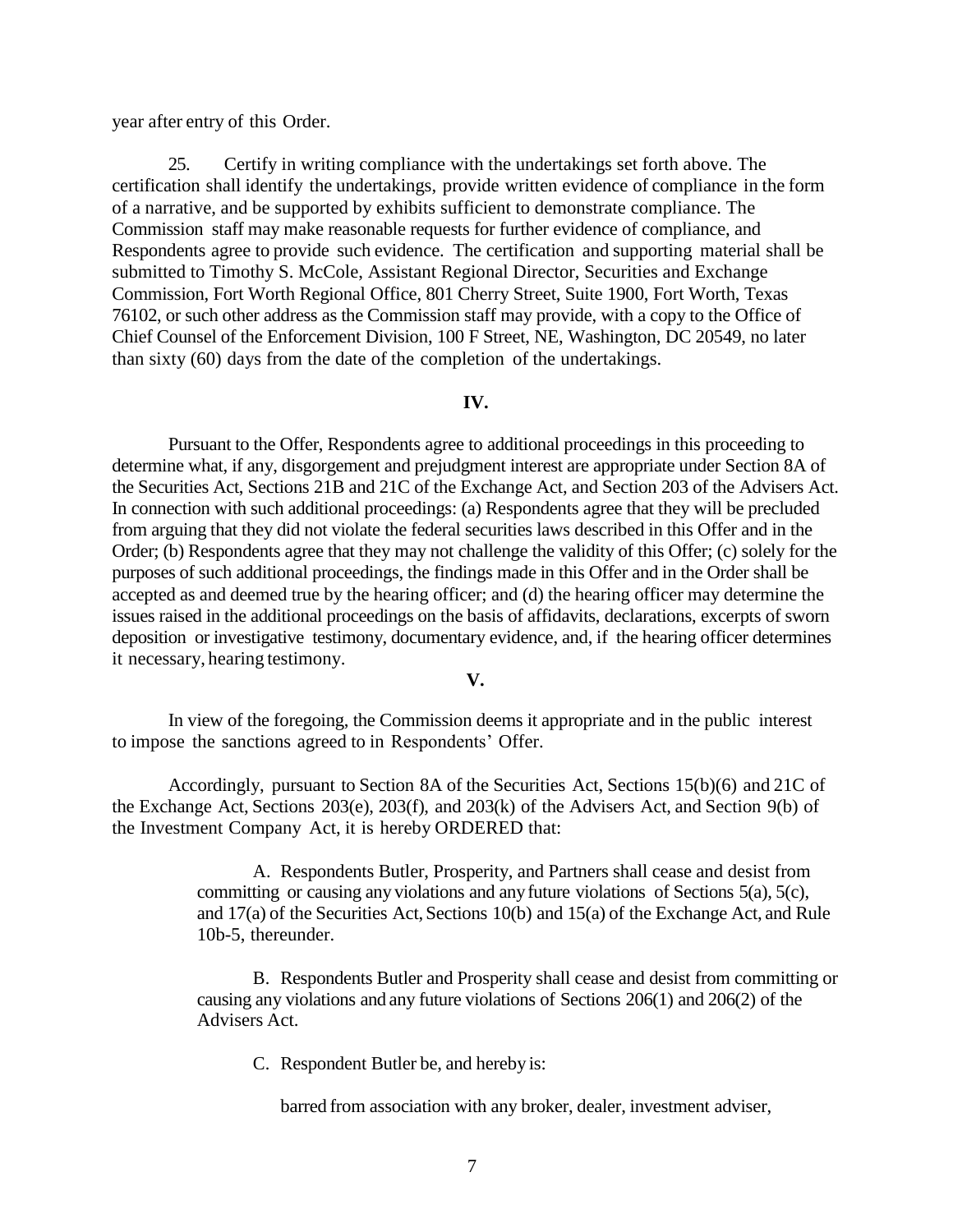year after entry of this Order.

25. Certify in writing compliance with the undertakings set forth above. The certification shall identify the undertakings, provide written evidence of compliance in the form of a narrative, and be supported by exhibits sufficient to demonstrate compliance. The Commission staff may make reasonable requests for further evidence of compliance, and Respondents agree to provide such evidence. The certification and supporting material shall be submitted to Timothy S. McCole, Assistant Regional Director, Securities and Exchange Commission, Fort Worth Regional Office, 801 Cherry Street, Suite 1900, Fort Worth, Texas 76102, or such other address as the Commission staff may provide, with a copy to the Office of Chief Counsel of the Enforcement Division, 100 F Street, NE, Washington, DC 20549, no later than sixty (60) days from the date of the completion of the undertakings.

**IV.**

Pursuant to the Offer, Respondents agree to additional proceedings in this proceeding to determine what, if any, disgorgement and prejudgment interest are appropriate under Section 8A of the Securities Act, Sections 21B and 21C of the Exchange Act, and Section 203 of the Advisers Act. In connection with such additional proceedings: (a) Respondents agree that they will be precluded from arguing that they did not violate the federal securities laws described in this Offer and in the Order; (b) Respondents agree that they may not challenge the validity of this Offer; (c) solely for the purposes of such additional proceedings, the findings made in this Offer and in the Order shall be accepted as and deemed true by the hearing officer; and (d) the hearing officer may determine the issues raised in the additional proceedings on the basis of affidavits, declarations, excerpts of sworn deposition or investigative testimony, documentary evidence, and, if the hearing officer determines it necessary, hearing testimony.

**V.**

In view of the foregoing, the Commission deems it appropriate and in the public interest to impose the sanctions agreed to in Respondents' Offer.

Accordingly, pursuant to Section 8A of the Securities Act, Sections 15(b)(6) and 21C of the Exchange Act, Sections 203(e), 203(f), and 203(k) of the Advisers Act, and Section 9(b) of the Investment Company Act, it is hereby ORDERED that:

A. Respondents Butler, Prosperity, and Partners shall cease and desist from committing or causing any violations and any future violations of Sections 5(a), 5(c), and 17(a) of the Securities Act, Sections 10(b) and 15(a) of the Exchange Act, and Rule 10b-5, thereunder.

B. Respondents Butler and Prosperity shall cease and desist from committing or causing any violations and any future violations of Sections 206(1) and 206(2) of the Advisers Act.

C. Respondent Butler be, and hereby is:

barred from association with any broker, dealer, investment adviser,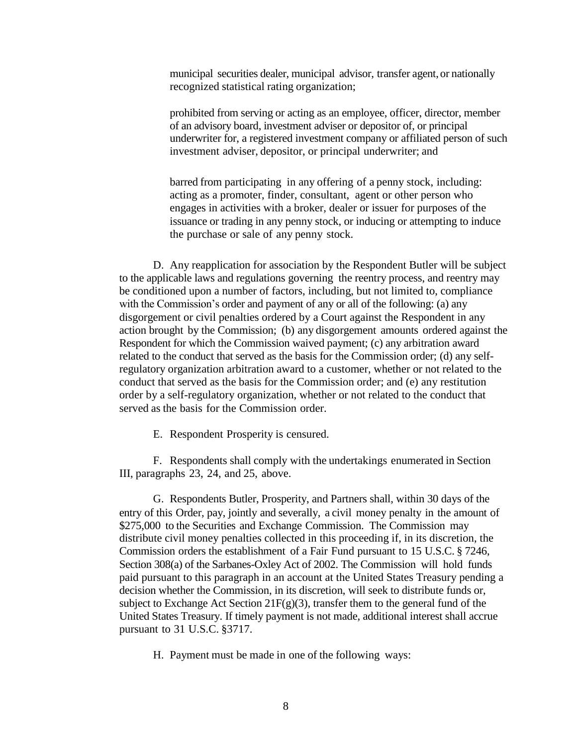municipal securities dealer, municipal advisor, transfer agent, or nationally recognized statistical rating organization;

prohibited from serving or acting as an employee, officer, director, member of an advisory board, investment adviser or depositor of, or principal underwriter for, a registered investment company or affiliated person of such investment adviser, depositor, or principal underwriter; and

barred from participating in any offering of a penny stock, including: acting as a promoter, finder, consultant, agent or other person who engages in activities with a broker, dealer or issuer for purposes of the issuance or trading in any penny stock, or inducing or attempting to induce the purchase or sale of any penny stock.

D. Any reapplication for association by the Respondent Butler will be subject to the applicable laws and regulations governing the reentry process, and reentry may be conditioned upon a number of factors, including, but not limited to, compliance with the Commission's order and payment of any or all of the following: (a) any disgorgement or civil penalties ordered by a Court against the Respondent in any action brought by the Commission; (b) any disgorgement amounts ordered against the Respondent for which the Commission waived payment; (c) any arbitration award related to the conduct that served as the basis for the Commission order; (d) any self-regulatory organization arbitration award to a customer, whether or not related to the conduct that served as the basis for the Commission order; and (e) any restitution order by a self-regulatory organization, whether or not related to the conduct that served as the basis for the Commission order.

E. Respondent Prosperity is censured.

F. Respondents shall comply with the undertakings enumerated in Section III, paragraphs 23, 24, and 25, above.

G. Respondents Butler, Prosperity, and Partners shall, within 30 days of the entry of this Order, pay, jointly and severally, a civil money penalty in the amount of $275,000 to the Securities and Exchange Commission. The Commission may distribute civil money penalties collected in this proceeding if, in its discretion, the Commission orders the establishment of a Fair Fund pursuant to 15 U.S.C. § 7246, Section 308(a) of the Sarbanes-Oxley Act of 2002. The Commission will hold funds paid pursuant to this paragraph in an account at the United States Treasury pending a decision whether the Commission, in its discretion, will seek to distribute funds or, subject to Exchange Act Section 21F(g)(3), transfer them to the general fund of the United States Treasury. If timely payment is not made, additional interest shall accrue pursuant to 31 U.S.C. §3717.

H. Payment must be made in one of the following ways: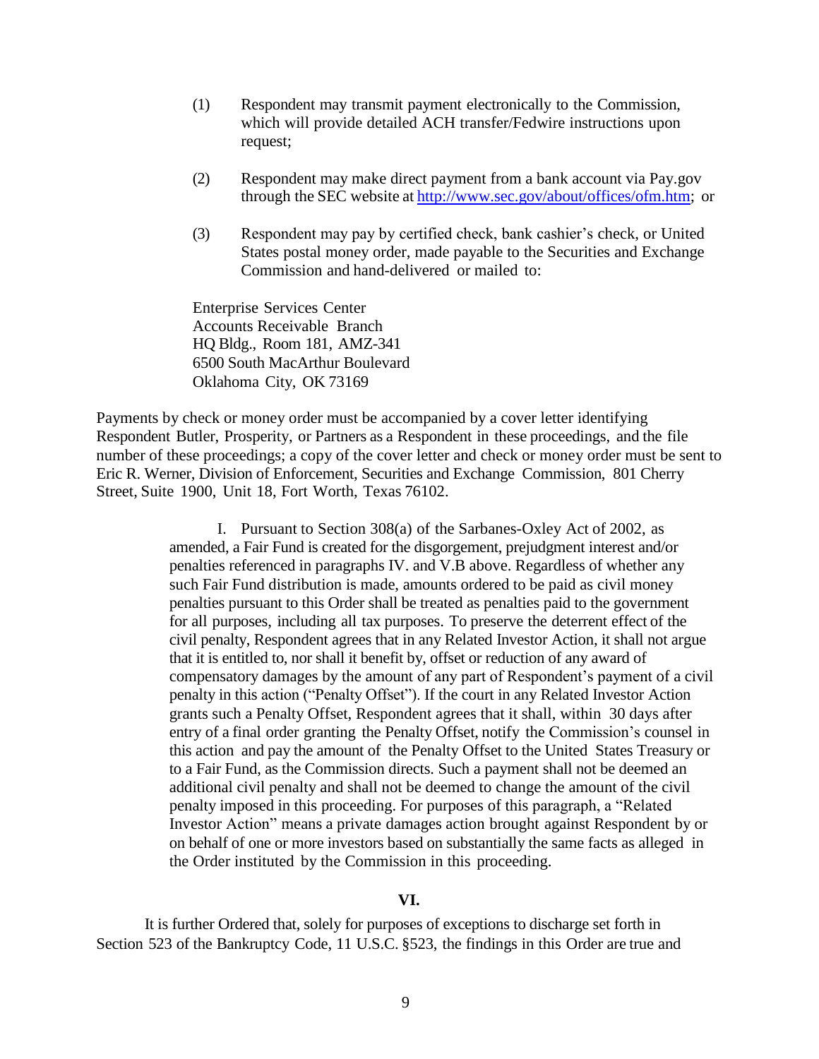(1) Respondent may transmit payment electronically to the Commission, which will provide detailed ACH transfer/Fedwire instructions upon request;

(2) Respondent may make direct payment from a bank account via Pay.gov through the SEC website at http://www.sec.gov/about/offices/ofm.htm; or

(3) Respondent may pay by certified check, bank cashier's check, or United States postal money order, made payable to the Securities and Exchange Commission and hand-delivered or mailed to:

Enterprise Services Center  
Accounts Receivable Branch  
HQ Bldg., Room 181, AMZ-341  
6500 South MacArthur Boulevard  
Oklahoma City, OK 73169

Payments by check or money order must be accompanied by a cover letter identifying Respondent Butler, Prosperity, or Partners as a Respondent in these proceedings, and the file number of these proceedings; a copy of the cover letter and check or money order must be sent to Eric R. Werner, Division of Enforcement, Securities and Exchange Commission, 801 Cherry Street, Suite 1900, Unit 18, Fort Worth, Texas 76102.

I. Pursuant to Section 308(a) of the Sarbanes-Oxley Act of 2002, as amended, a Fair Fund is created for the disgorgement, prejudgment interest and/or penalties referenced in paragraphs IV. and V.B above. Regardless of whether any such Fair Fund distribution is made, amounts ordered to be paid as civil money penalties pursuant to this Order shall be treated as penalties paid to the government for all purposes, including all tax purposes. To preserve the deterrent effect of the civil penalty, Respondent agrees that in any Related Investor Action, it shall not argue that it is entitled to, nor shall it benefit by, offset or reduction of any award of compensatory damages by the amount of any part of Respondent's payment of a civil penalty in this action ("Penalty Offset"). If the court in any Related Investor Action grants such a Penalty Offset, Respondent agrees that it shall, within 30 days after entry of a final order granting the Penalty Offset, notify the Commission's counsel in this action and pay the amount of the Penalty Offset to the United States Treasury or to a Fair Fund, as the Commission directs. Such a payment shall not be deemed an additional civil penalty and shall not be deemed to change the amount of the civil penalty imposed in this proceeding. For purposes of this paragraph, a "Related Investor Action" means a private damages action brought against Respondent by or on behalf of one or more investors based on substantially the same facts as alleged in the Order instituted by the Commission in this proceeding.

## VI.

It is further Ordered that, solely for purposes of exceptions to discharge set forth in Section 523 of the Bankruptcy Code, 11 U.S.C. §523, the findings in this Order are true and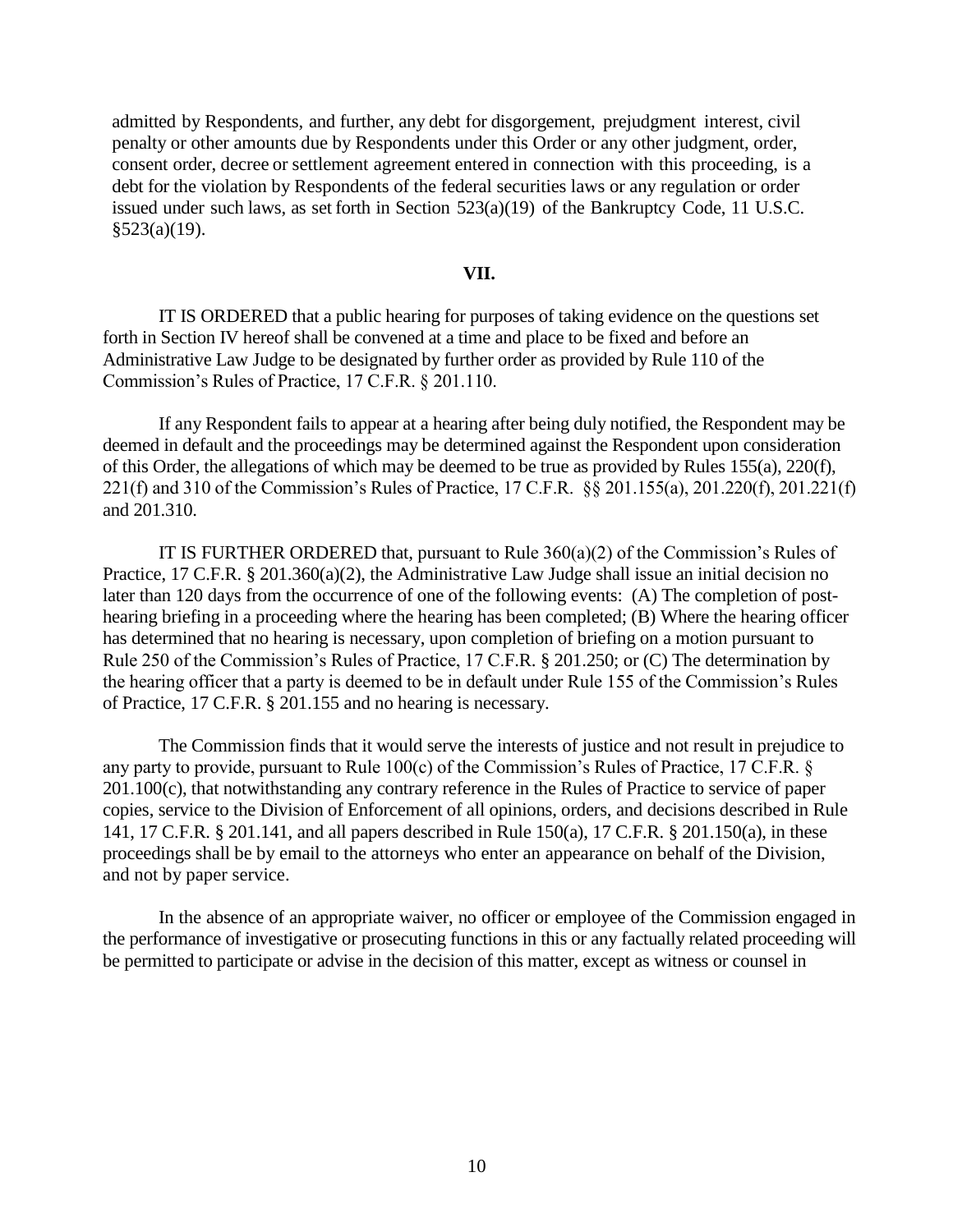admitted by Respondents, and further, any debt for disgorgement, prejudgment interest, civil penalty or other amounts due by Respondents under this Order or any other judgment, order, consent order, decree or settlement agreement entered in connection with this proceeding, is a debt for the violation by Respondents of the federal securities laws or any regulation or order issued under such laws, as set forth in Section 523(a)(19) of the Bankruptcy Code, 11 U.S.C. §523(a)(19).

## VII.

IT IS ORDERED that a public hearing for purposes of taking evidence on the questions set forth in Section IV hereof shall be convened at a time and place to be fixed and before an Administrative Law Judge to be designated by further order as provided by Rule 110 of the Commission's Rules of Practice, 17 C.F.R. § 201.110.

If any Respondent fails to appear at a hearing after being duly notified, the Respondent may be deemed in default and the proceedings may be determined against the Respondent upon consideration of this Order, the allegations of which may be deemed to be true as provided by Rules 155(a), 220(f), 221(f) and 310 of the Commission's Rules of Practice, 17 C.F.R. §§ 201.155(a), 201.220(f), 201.221(f) and 201.310.

IT IS FURTHER ORDERED that, pursuant to Rule 360(a)(2) of the Commission's Rules of Practice, 17 C.F.R. § 201.360(a)(2), the Administrative Law Judge shall issue an initial decision no later than 120 days from the occurrence of one of the following events: (A) The completion of post-hearing briefing in a proceeding where the hearing has been completed; (B) Where the hearing officer has determined that no hearing is necessary, upon completion of briefing on a motion pursuant to Rule 250 of the Commission's Rules of Practice, 17 C.F.R. § 201.250; or (C) The determination by the hearing officer that a party is deemed to be in default under Rule 155 of the Commission's Rules of Practice, 17 C.F.R. § 201.155 and no hearing is necessary.

The Commission finds that it would serve the interests of justice and not result in prejudice to any party to provide, pursuant to Rule 100(c) of the Commission's Rules of Practice, 17 C.F.R. § 201.100(c), that notwithstanding any contrary reference in the Rules of Practice to service of paper copies, service to the Division of Enforcement of all opinions, orders, and decisions described in Rule 141, 17 C.F.R. § 201.141, and all papers described in Rule 150(a), 17 C.F.R. § 201.150(a), in these proceedings shall be by email to the attorneys who enter an appearance on behalf of the Division, and not by paper service.

In the absence of an appropriate waiver, no officer or employee of the Commission engaged in the performance of investigative or prosecuting functions in this or any factually related proceeding will be permitted to participate or advise in the decision of this matter, except as witness or counsel in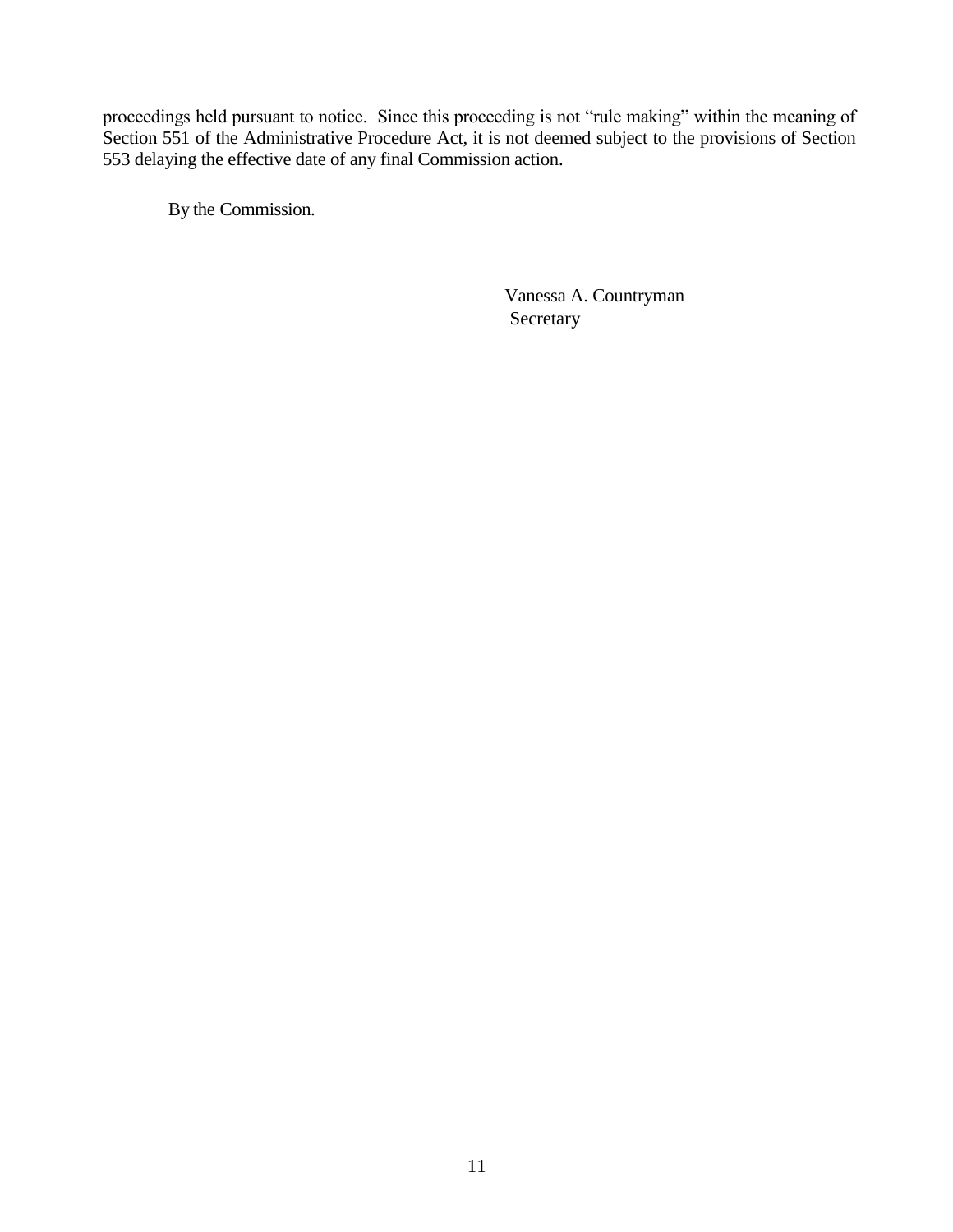proceedings held pursuant to notice. Since this proceeding is not "rule making" within the meaning of Section 551 of the Administrative Procedure Act, it is not deemed subject to the provisions of Section 553 delaying the effective date of any final Commission action.

By the Commission.

Vanessa A. Countryman
Secretary